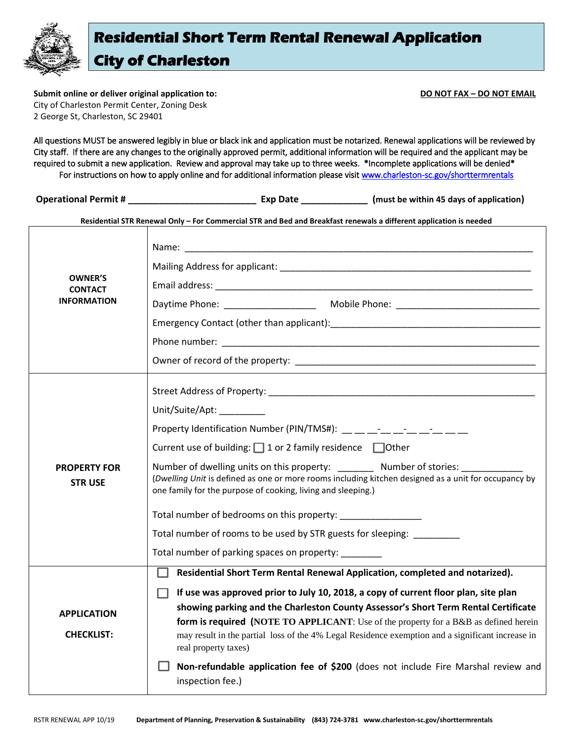# Residential Short Term Rental Renewal Application
# City of Charleston

**Submit online or deliver original application to:**
City of Charleston Permit Center, Zoning Desk
2 George St, Charleston, SC 29401

**DO NOT FAX – DO NOT EMAIL**

All questions MUST be answered legibly in blue or black ink and application must be notarized. Renewal applications will be reviewed by City staff. If there are any changes to the originally approved permit, additional information will be required and the applicant may be required to submit a new application. Review and approval may take up to three weeks. *Incomplete applications will be denied*
For instructions on how to apply online and for additional information please visit www.charleston-sc.gov/shorttermrentals

**Operational Permit # ________________________ Exp Date _____________ (must be within 45 days of application)**

**Residential STR Renewal Only – For Commercial STR and Bed and Breakfast renewals a different application is needed**

| | |
|---|---|
| **OWNER'S CONTACT INFORMATION** | Name: ________________________________ <br> Mailing Address for applicant: ________________________________ <br> Email address: ________________________________ <br> Daytime Phone: __________________ Mobile Phone: ____________________________ <br> Emergency Contact (other than applicant): ________________________________ <br> Phone number: ________________________________ <br> Owner of record of the property: ________________________________ |
| **PROPERTY FOR STR USE** | Street Address of Property: ________________________________ <br> Unit/Suite/Apt: _________ <br> Property Identification Number (PIN/TMS#): __ __ __-__ __-__ __-__ __ __ <br> Current use of building: ☐ 1 or 2 family residence ☐ Other <br> Number of dwelling units on this property: _______ Number of stories: ____________ <br> (*Dwelling Unit* is defined as one or more rooms including kitchen designed as a unit for occupancy by one family for the purpose of cooking, living and sleeping.) <br> Total number of bedrooms on this property: ________________ <br> Total number of rooms to be used by STR guests for sleeping: _________ <br> Total number of parking spaces on property: ________ |
| **APPLICATION CHECKLIST:** | ☐ **Residential Short Term Rental Renewal Application, completed and notarized).** <br> ☐ **If use was approved prior to July 10, 2018, a copy of current floor plan, site plan showing parking and the Charleston County Assessor's Short Term Rental Certificate form is required (NOTE TO APPLICANT**: Use of the property for a B&B as defined herein may result in the partial loss of the 4% Legal Residence exemption and a significant increase in real property taxes) <br> ☐ **Non-refundable application fee of $200** (does not include Fire Marshal review and inspection fee.) |

RSTR RENEWAL APP 10/19 **Department of Planning, Preservation & Sustainability (843) 724-3781 www.charleston-sc.gov/shorttermrentals**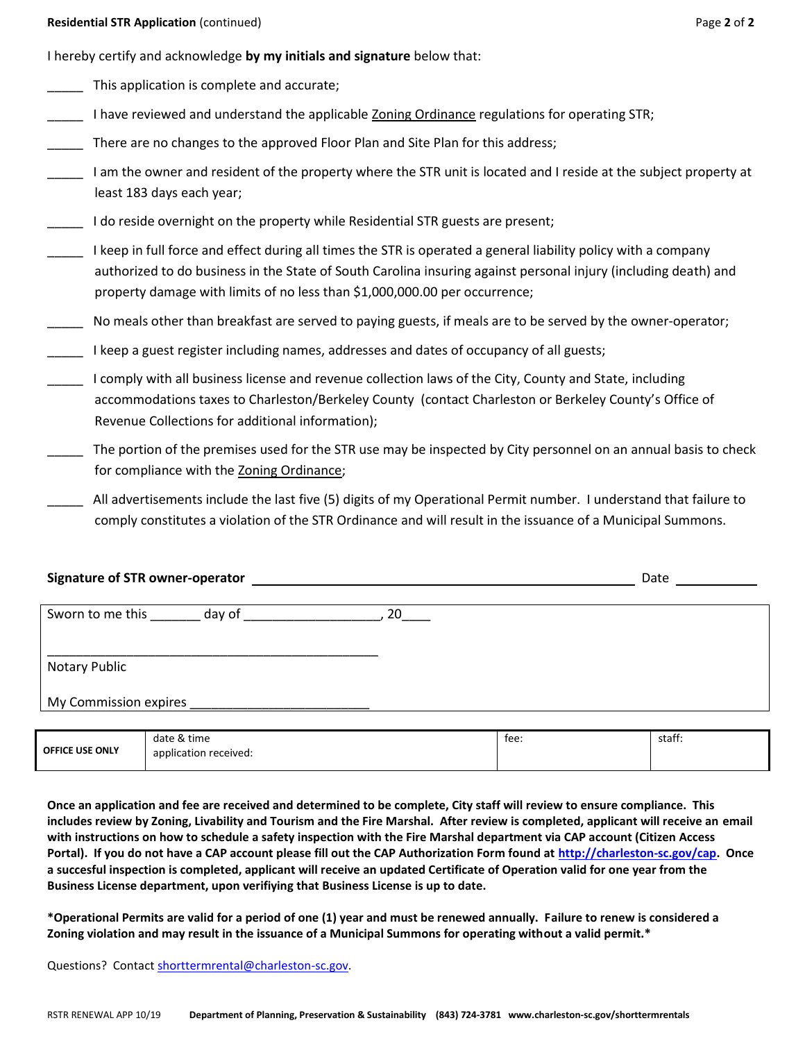**Residential STR Application** (continued)

I hereby certify and acknowledge **by my initials and signature** below that:

_____ This application is complete and accurate;

_____ I have reviewed and understand the applicable Zoning Ordinance regulations for operating STR;

_____ There are no changes to the approved Floor Plan and Site Plan for this address;

_____ I am the owner and resident of the property where the STR unit is located and I reside at the subject property at least 183 days each year;

_____ I do reside overnight on the property while Residential STR guests are present;

_____ I keep in full force and effect during all times the STR is operated a general liability policy with a company authorized to do business in the State of South Carolina insuring against personal injury (including death) and property damage with limits of no less than $1,000,000.00 per occurrence;

_____ No meals other than breakfast are served to paying guests, if meals are to be served by the owner-operator;

_____ I keep a guest register including names, addresses and dates of occupancy of all guests;

_____ I comply with all business license and revenue collection laws of the City, County and State, including accommodations taxes to Charleston/Berkeley County (contact Charleston or Berkeley County's Office of Revenue Collections for additional information);

_____ The portion of the premises used for the STR use may be inspected by City personnel on an annual basis to check for compliance with the Zoning Ordinance;

_____ All advertisements include the last five (5) digits of my Operational Permit number. I understand that failure to comply constitutes a violation of the STR Ordinance and will result in the issuance of a Municipal Summons.

**Signature of STR owner-operator** ______________________________________________ Date ___________

Sworn to me this _______ day of __________________, 20____

_______________________________________________
Notary Public

My Commission expires _________________________

| | | | |
|---|---|---|---|
| **OFFICE USE ONLY** | date & time application received: | fee: | staff: |

**Once an application and fee are received and determined to be complete, City staff will review to ensure compliance. This includes review by Zoning, Livability and Tourism and the Fire Marshal. After review is completed, applicant will receive an email with instructions on how to schedule a safety inspection with the Fire Marshal department via CAP account (Citizen Access Portal). If you do not have a CAP account please fill out the CAP Authorization Form found at http://charleston-sc.gov/cap. Once a succesful inspection is completed, applicant will receive an updated Certificate of Operation valid for one year from the Business License department, upon verifiying that Business License is up to date.**

**\*Operational Permits are valid for a period of one (1) year and must be renewed annually. Failure to renew is considered a Zoning violation and may result in the issuance of a Municipal Summons for operating without a valid permit.\***

Questions? Contact shorttermrental@charleston-sc.gov.

RSTR RENEWAL APP 10/19 **Department of Planning, Preservation & Sustainability (843) 724-3781 www.charleston-sc.gov/shorttermrentals**